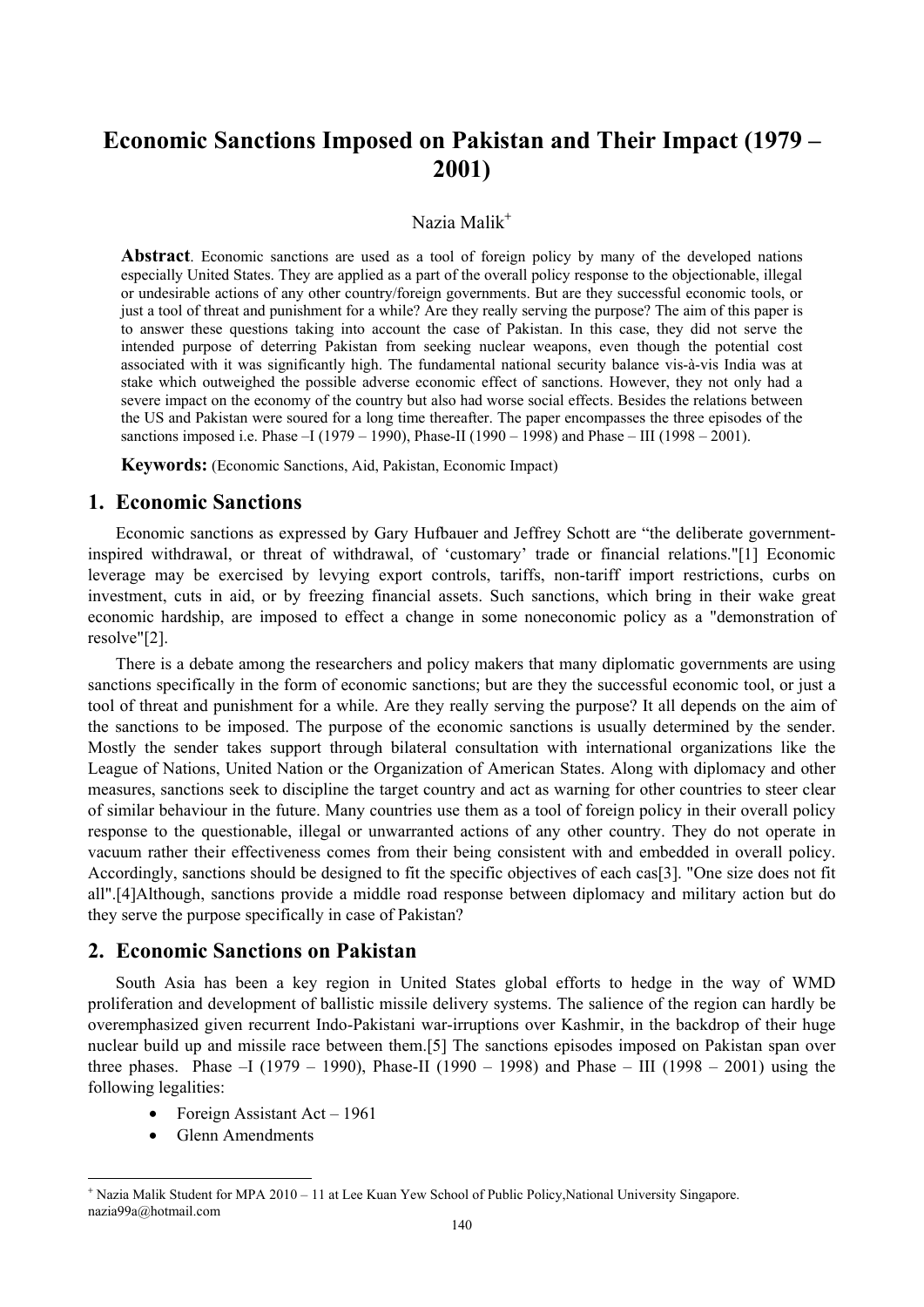# Economic Sanctions Imposed on Pakistan and Their Impact (1979 – 2001)

Nazia Malik[+]

**Abstract**. Economic sanctions are used as a tool of foreign policy by many of the developed nations especially United States. They are applied as a part of the overall policy response to the objectionable, illegal or undesirable actions of any other country/foreign governments. But are they successful economic tools, or just a tool of threat and punishment for a while? Are they really serving the purpose? The aim of this paper is to answer these questions taking into account the case of Pakistan. In this case, they did not serve the intended purpose of deterring Pakistan from seeking nuclear weapons, even though the potential cost associated with it was significantly high. The fundamental national security balance vis-à-vis India was at stake which outweighed the possible adverse economic effect of sanctions. However, they not only had a severe impact on the economy of the country but also had worse social effects. Besides the relations between the US and Pakistan were soured for a long time thereafter. The paper encompasses the three episodes of the sanctions imposed i.e. Phase –I (1979 – 1990), Phase-II (1990 – 1998) and Phase – III (1998 – 2001).

**Keywords:** (Economic Sanctions, Aid, Pakistan, Economic Impact)

## 1. Economic Sanctions

Economic sanctions as expressed by Gary Hufbauer and Jeffrey Schott are "the deliberate government-inspired withdrawal, or threat of withdrawal, of 'customary' trade or financial relations."[1] Economic leverage may be exercised by levying export controls, tariffs, non-tariff import restrictions, curbs on investment, cuts in aid, or by freezing financial assets. Such sanctions, which bring in their wake great economic hardship, are imposed to effect a change in some noneconomic policy as a "demonstration of resolve"[2].

There is a debate among the researchers and policy makers that many diplomatic governments are using sanctions specifically in the form of economic sanctions; but are they the successful economic tool, or just a tool of threat and punishment for a while. Are they really serving the purpose? It all depends on the aim of the sanctions to be imposed. The purpose of the economic sanctions is usually determined by the sender. Mostly the sender takes support through bilateral consultation with international organizations like the League of Nations, United Nation or the Organization of American States. Along with diplomacy and other measures, sanctions seek to discipline the target country and act as warning for other countries to steer clear of similar behaviour in the future. Many countries use them as a tool of foreign policy in their overall policy response to the questionable, illegal or unwarranted actions of any other country. They do not operate in vacuum rather their effectiveness comes from their being consistent with and embedded in overall policy. Accordingly, sanctions should be designed to fit the specific objectives of each cas[3]. "One size does not fit all".[4]Although, sanctions provide a middle road response between diplomacy and military action but do they serve the purpose specifically in case of Pakistan?

## 2. Economic Sanctions on Pakistan

South Asia has been a key region in United States global efforts to hedge in the way of WMD proliferation and development of ballistic missile delivery systems. The salience of the region can hardly be overemphasized given recurrent Indo-Pakistani war-irruptions over Kashmir, in the backdrop of their huge nuclear build up and missile race between them.[5] The sanctions episodes imposed on Pakistan span over three phases. Phase –I (1979 – 1990), Phase-II (1990 – 1998) and Phase – III (1998 – 2001) using the following legalities:

- Foreign Assistant Act – 1961
- Glenn Amendments

[+] Nazia Malik Student for MPA 2010 – 11 at Lee Kuan Yew School of Public Policy,National University Singapore. nazia99a@hotmail.com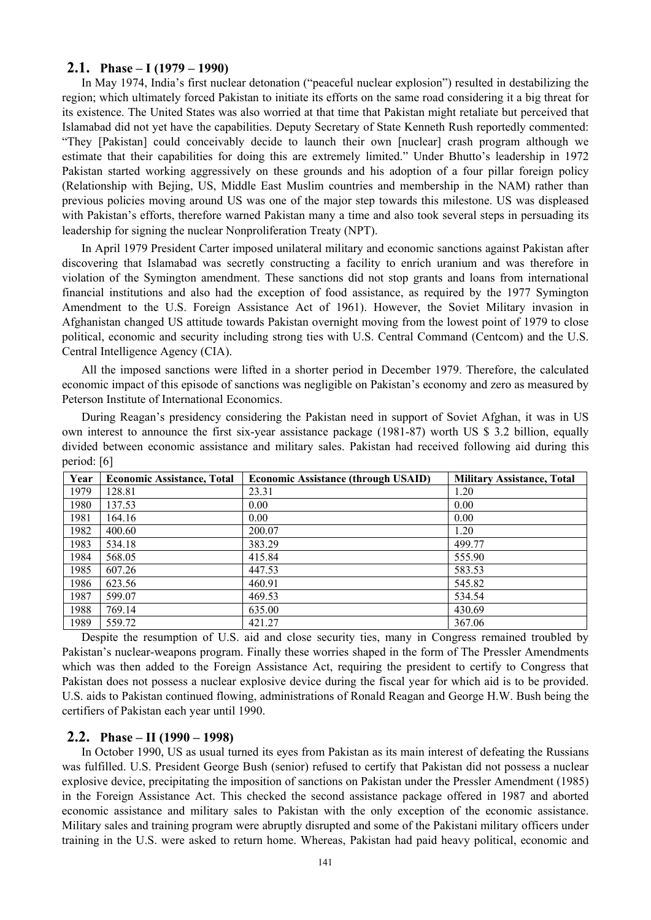## 2.1. Phase – I (1979 – 1990)

In May 1974, India's first nuclear detonation ("peaceful nuclear explosion") resulted in destabilizing the region; which ultimately forced Pakistan to initiate its efforts on the same road considering it a big threat for its existence. The United States was also worried at that time that Pakistan might retaliate but perceived that Islamabad did not yet have the capabilities. Deputy Secretary of State Kenneth Rush reportedly commented: "They [Pakistan] could conceivably decide to launch their own [nuclear] crash program although we estimate that their capabilities for doing this are extremely limited." Under Bhutto's leadership in 1972 Pakistan started working aggressively on these grounds and his adoption of a four pillar foreign policy (Relationship with Bejing, US, Middle East Muslim countries and membership in the NAM) rather than previous policies moving around US was one of the major step towards this milestone. US was displeased with Pakistan's efforts, therefore warned Pakistan many a time and also took several steps in persuading its leadership for signing the nuclear Nonproliferation Treaty (NPT).

In April 1979 President Carter imposed unilateral military and economic sanctions against Pakistan after discovering that Islamabad was secretly constructing a facility to enrich uranium and was therefore in violation of the Symington amendment. These sanctions did not stop grants and loans from international financial institutions and also had the exception of food assistance, as required by the 1977 Symington Amendment to the U.S. Foreign Assistance Act of 1961). However, the Soviet Military invasion in Afghanistan changed US attitude towards Pakistan overnight moving from the lowest point of 1979 to close political, economic and security including strong ties with U.S. Central Command (Centcom) and the U.S. Central Intelligence Agency (CIA).

All the imposed sanctions were lifted in a shorter period in December 1979. Therefore, the calculated economic impact of this episode of sanctions was negligible on Pakistan's economy and zero as measured by Peterson Institute of International Economics.

During Reagan's presidency considering the Pakistan need in support of Soviet Afghan, it was in US own interest to announce the first six-year assistance package (1981-87) worth US $ 3.2 billion, equally divided between economic assistance and military sales. Pakistan had received following aid during this period: [6]

| Year | Economic Assistance, Total | Economic Assistance (through USAID) | Military Assistance, Total |
|---|---|---|---|
| 1979 | 128.81 | 23.31 | 1.20 |
| 1980 | 137.53 | 0.00 | 0.00 |
| 1981 | 164.16 | 0.00 | 0.00 |
| 1982 | 400.60 | 200.07 | 1.20 |
| 1983 | 534.18 | 383.29 | 499.77 |
| 1984 | 568.05 | 415.84 | 555.90 |
| 1985 | 607.26 | 447.53 | 583.53 |
| 1986 | 623.56 | 460.91 | 545.82 |
| 1987 | 599.07 | 469.53 | 534.54 |
| 1988 | 769.14 | 635.00 | 430.69 |
| 1989 | 559.72 | 421.27 | 367.06 |

Despite the resumption of U.S. aid and close security ties, many in Congress remained troubled by Pakistan's nuclear-weapons program. Finally these worries shaped in the form of The Pressler Amendments which was then added to the Foreign Assistance Act, requiring the president to certify to Congress that Pakistan does not possess a nuclear explosive device during the fiscal year for which aid is to be provided. U.S. aids to Pakistan continued flowing, administrations of Ronald Reagan and George H.W. Bush being the certifiers of Pakistan each year until 1990.

## 2.2. Phase – II (1990 – 1998)

In October 1990, US as usual turned its eyes from Pakistan as its main interest of defeating the Russians was fulfilled. U.S. President George Bush (senior) refused to certify that Pakistan did not possess a nuclear explosive device, precipitating the imposition of sanctions on Pakistan under the Pressler Amendment (1985) in the Foreign Assistance Act. This checked the second assistance package offered in 1987 and aborted economic assistance and military sales to Pakistan with the only exception of the economic assistance. Military sales and training program were abruptly disrupted and some of the Pakistani military officers under training in the U.S. were asked to return home. Whereas, Pakistan had paid heavy political, economic and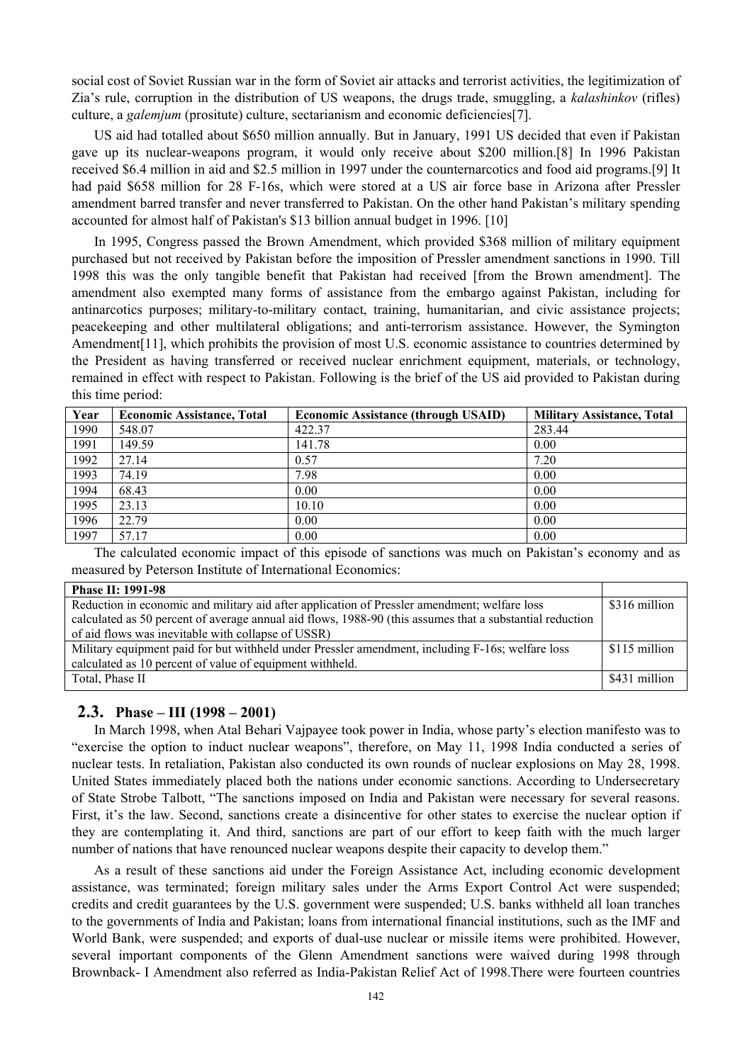social cost of Soviet Russian war in the form of Soviet air attacks and terrorist activities, the legitimization of Zia's rule, corruption in the distribution of US weapons, the drugs trade, smuggling, a *kalashinkov* (rifles) culture, a *galemjum* (prositute) culture, sectarianism and economic deficiencies[7].

US aid had totalled about $650 million annually. But in January, 1991 US decided that even if Pakistan gave up its nuclear-weapons program, it would only receive about $200 million.[8] In 1996 Pakistan received $6.4 million in aid and $2.5 million in 1997 under the counternarcotics and food aid programs.[9] It had paid $658 million for 28 F-16s, which were stored at a US air force base in Arizona after Pressler amendment barred transfer and never transferred to Pakistan. On the other hand Pakistan's military spending accounted for almost half of Pakistan's $13 billion annual budget in 1996. [10]

In 1995, Congress passed the Brown Amendment, which provided $368 million of military equipment purchased but not received by Pakistan before the imposition of Pressler amendment sanctions in 1990. Till 1998 this was the only tangible benefit that Pakistan had received [from the Brown amendment]. The amendment also exempted many forms of assistance from the embargo against Pakistan, including for antinarcotics purposes; military-to-military contact, training, humanitarian, and civic assistance projects; peacekeeping and other multilateral obligations; and anti-terrorism assistance. However, the Symington Amendment[11], which prohibits the provision of most U.S. economic assistance to countries determined by the President as having transferred or received nuclear enrichment equipment, materials, or technology, remained in effect with respect to Pakistan. Following is the brief of the US aid provided to Pakistan during this time period:

| Year | Economic Assistance, Total | Economic Assistance (through USAID) | Military Assistance, Total |
|---|---|---|---|
| 1990 | 548.07 | 422.37 | 283.44 |
| 1991 | 149.59 | 141.78 | 0.00 |
| 1992 | 27.14 | 0.57 | 7.20 |
| 1993 | 74.19 | 7.98 | 0.00 |
| 1994 | 68.43 | 0.00 | 0.00 |
| 1995 | 23.13 | 10.10 | 0.00 |
| 1996 | 22.79 | 0.00 | 0.00 |
| 1997 | 57.17 | 0.00 | 0.00 |

The calculated economic impact of this episode of sanctions was much on Pakistan's economy and as measured by Peterson Institute of International Economics:

| Phase II: 1991-98 | |
|---|---|
| Reduction in economic and military aid after application of Pressler amendment; welfare loss calculated as 50 percent of average annual aid flows, 1988-90 (this assumes that a substantial reduction of aid flows was inevitable with collapse of USSR) | $316 million |
| Military equipment paid for but withheld under Pressler amendment, including F-16s; welfare loss calculated as 10 percent of value of equipment withheld. | $115 million |
| Total, Phase II | $431 million |

## 2.3. Phase – III (1998 – 2001)

In March 1998, when Atal Behari Vajpayee took power in India, whose party's election manifesto was to "exercise the option to induct nuclear weapons", therefore, on May 11, 1998 India conducted a series of nuclear tests. In retaliation, Pakistan also conducted its own rounds of nuclear explosions on May 28, 1998. United States immediately placed both the nations under economic sanctions. According to Undersecretary of State Strobe Talbott, "The sanctions imposed on India and Pakistan were necessary for several reasons. First, it's the law. Second, sanctions create a disincentive for other states to exercise the nuclear option if they are contemplating it. And third, sanctions are part of our effort to keep faith with the much larger number of nations that have renounced nuclear weapons despite their capacity to develop them."

As a result of these sanctions aid under the Foreign Assistance Act, including economic development assistance, was terminated; foreign military sales under the Arms Export Control Act were suspended; credits and credit guarantees by the U.S. government were suspended; U.S. banks withheld all loan tranches to the governments of India and Pakistan; loans from international financial institutions, such as the IMF and World Bank, were suspended; and exports of dual-use nuclear or missile items were prohibited. However, several important components of the Glenn Amendment sanctions were waived during 1998 through Brownback- I Amendment also referred as India-Pakistan Relief Act of 1998.There were fourteen countries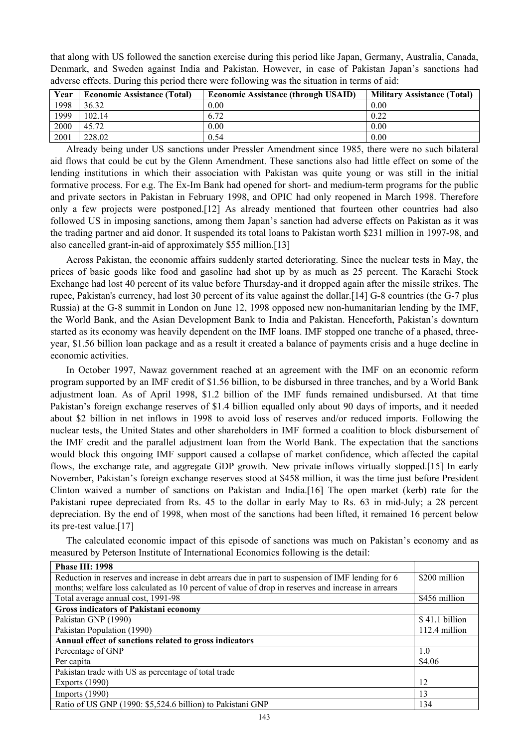that along with US followed the sanction exercise during this period like Japan, Germany, Australia, Canada, Denmark, and Sweden against India and Pakistan. However, in case of Pakistan Japan's sanctions had adverse effects. During this period there were following was the situation in terms of aid:

| Year | Economic Assistance (Total) | Economic Assistance (through USAID) | Military Assistance (Total) |
|---|---|---|---|
| 1998 | 36.32 | 0.00 | 0.00 |
| 1999 | 102.14 | 6.72 | 0.22 |
| 2000 | 45.72 | 0.00 | 0.00 |
| 2001 | 228.02 | 0.54 | 0.00 |

Already being under US sanctions under Pressler Amendment since 1985, there were no such bilateral aid flows that could be cut by the Glenn Amendment. These sanctions also had little effect on some of the lending institutions in which their association with Pakistan was quite young or was still in the initial formative process. For e.g. The Ex-Im Bank had opened for short- and medium-term programs for the public and private sectors in Pakistan in February 1998, and OPIC had only reopened in March 1998. Therefore only a few projects were postponed.[12] As already mentioned that fourteen other countries had also followed US in imposing sanctions, among them Japan's sanction had adverse effects on Pakistan as it was the trading partner and aid donor. It suspended its total loans to Pakistan worth $231 million in 1997-98, and also cancelled grant-in-aid of approximately $55 million.[13]

Across Pakistan, the economic affairs suddenly started deteriorating. Since the nuclear tests in May, the prices of basic goods like food and gasoline had shot up by as much as 25 percent. The Karachi Stock Exchange had lost 40 percent of its value before Thursday-and it dropped again after the missile strikes. The rupee, Pakistan's currency, had lost 30 percent of its value against the dollar.[14] G-8 countries (the G-7 plus Russia) at the G-8 summit in London on June 12, 1998 opposed new non-humanitarian lending by the IMF, the World Bank, and the Asian Development Bank to India and Pakistan. Henceforth, Pakistan's downturn started as its economy was heavily dependent on the IMF loans. IMF stopped one tranche of a phased, three-year, $1.56 billion loan package and as a result it created a balance of payments crisis and a huge decline in economic activities.

In October 1997, Nawaz government reached at an agreement with the IMF on an economic reform program supported by an IMF credit of $1.56 billion, to be disbursed in three tranches, and by a World Bank adjustment loan. As of April 1998, $1.2 billion of the IMF funds remained undisbursed. At that time Pakistan's foreign exchange reserves of $1.4 billion equalled only about 90 days of imports, and it needed about $2 billion in net inflows in 1998 to avoid loss of reserves and/or reduced imports. Following the nuclear tests, the United States and other shareholders in IMF formed a coalition to block disbursement of the IMF credit and the parallel adjustment loan from the World Bank. The expectation that the sanctions would block this ongoing IMF support caused a collapse of market confidence, which affected the capital flows, the exchange rate, and aggregate GDP growth. New private inflows virtually stopped.[15] In early November, Pakistan's foreign exchange reserves stood at $458 million, it was the time just before President Clinton waived a number of sanctions on Pakistan and India.[16] The open market (kerb) rate for the Pakistani rupee depreciated from Rs. 45 to the dollar in early May to Rs. 63 in mid-July; a 28 percent depreciation. By the end of 1998, when most of the sanctions had been lifted, it remained 16 percent below its pre-test value.[17]

The calculated economic impact of this episode of sanctions was much on Pakistan's economy and as measured by Peterson Institute of International Economics following is the detail:

| **Phase III: 1998** | |
|---|---|
| Reduction in reserves and increase in debt arrears due in part to suspension of IMF lending for 6 months; welfare loss calculated as 10 percent of value of drop in reserves and increase in arrears | $200 million |
| Total average annual cost, 1991-98 | $456 million |
| **Gross indicators of Pakistani economy** | |
| Pakistan GNP (1990) | $ 41.1 billion |
| Pakistan Population (1990) | 112.4 million |
| **Annual effect of sanctions related to gross indicators** | |
| Percentage of GNP | 1.0 |
| Per capita | $4.06 |
| Pakistan trade with US as percentage of total trade | |
| Exports (1990) | 12 |
| Imports (1990) | 13 |
| Ratio of US GNP (1990: $5,524.6 billion) to Pakistani GNP | 134 |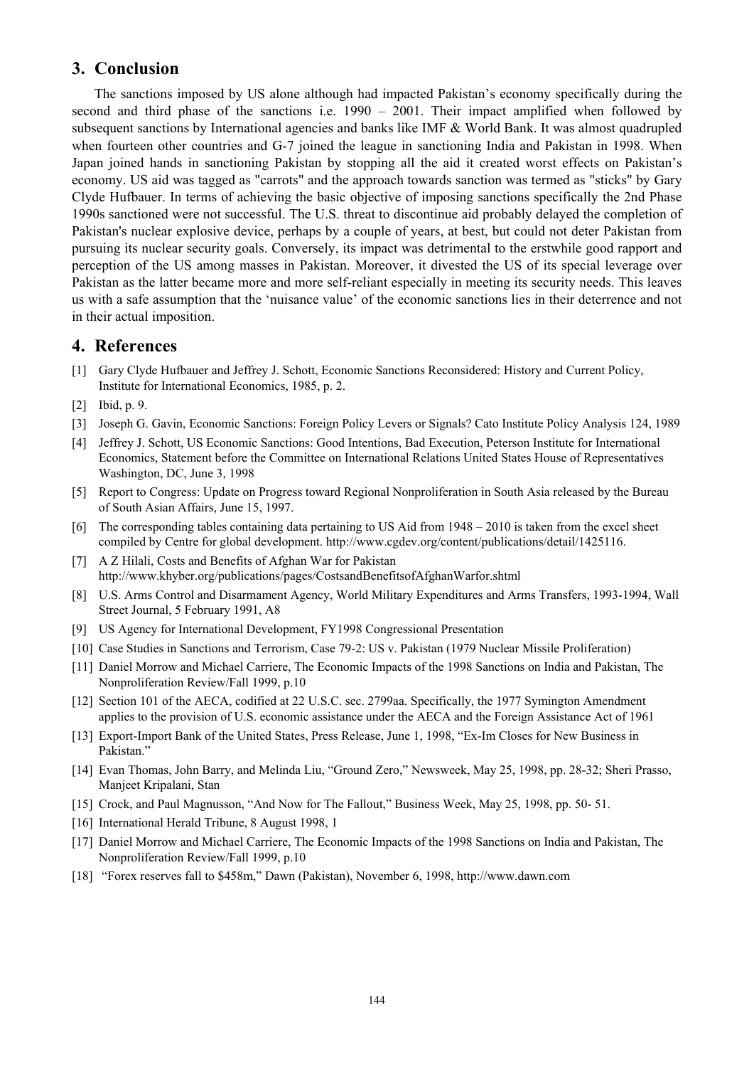## 3. Conclusion

The sanctions imposed by US alone although had impacted Pakistan's economy specifically during the second and third phase of the sanctions i.e. 1990 – 2001. Their impact amplified when followed by subsequent sanctions by International agencies and banks like IMF & World Bank. It was almost quadrupled when fourteen other countries and G-7 joined the league in sanctioning India and Pakistan in 1998. When Japan joined hands in sanctioning Pakistan by stopping all the aid it created worst effects on Pakistan's economy. US aid was tagged as "carrots" and the approach towards sanction was termed as "sticks" by Gary Clyde Hufbauer. In terms of achieving the basic objective of imposing sanctions specifically the 2nd Phase 1990s sanctioned were not successful. The U.S. threat to discontinue aid probably delayed the completion of Pakistan's nuclear explosive device, perhaps by a couple of years, at best, but could not deter Pakistan from pursuing its nuclear security goals. Conversely, its impact was detrimental to the erstwhile good rapport and perception of the US among masses in Pakistan. Moreover, it divested the US of its special leverage over Pakistan as the latter became more and more self-reliant especially in meeting its security needs. This leaves us with a safe assumption that the 'nuisance value' of the economic sanctions lies in their deterrence and not in their actual imposition.

## 4. References

[1] Gary Clyde Hufbauer and Jeffrey J. Schott, Economic Sanctions Reconsidered: History and Current Policy, Institute for International Economics, 1985, p. 2.

[2] Ibid, p. 9.

[3] Joseph G. Gavin, Economic Sanctions: Foreign Policy Levers or Signals? Cato Institute Policy Analysis 124, 1989

[4] Jeffrey J. Schott, US Economic Sanctions: Good Intentions, Bad Execution, Peterson Institute for International Economics, Statement before the Committee on International Relations United States House of Representatives Washington, DC, June 3, 1998

[5] Report to Congress: Update on Progress toward Regional Nonproliferation in South Asia released by the Bureau of South Asian Affairs, June 15, 1997.

[6] The corresponding tables containing data pertaining to US Aid from 1948 – 2010 is taken from the excel sheet compiled by Centre for global development. http://www.cgdev.org/content/publications/detail/1425116.

[7] A Z Hilali, Costs and Benefits of Afghan War for Pakistan http://www.khyber.org/publications/pages/CostsandBenefitsofAfghanWarfor.shtml

[8] U.S. Arms Control and Disarmament Agency, World Military Expenditures and Arms Transfers, 1993-1994, Wall Street Journal, 5 February 1991, A8

[9] US Agency for International Development, FY1998 Congressional Presentation

[10] Case Studies in Sanctions and Terrorism, Case 79-2: US v. Pakistan (1979 Nuclear Missile Proliferation)

[11] Daniel Morrow and Michael Carriere, The Economic Impacts of the 1998 Sanctions on India and Pakistan, The Nonproliferation Review/Fall 1999, p.10

[12] Section 101 of the AECA, codified at 22 U.S.C. sec. 2799aa. Specifically, the 1977 Symington Amendment applies to the provision of U.S. economic assistance under the AECA and the Foreign Assistance Act of 1961

[13] Export-Import Bank of the United States, Press Release, June 1, 1998, "Ex-Im Closes for New Business in Pakistan."

[14] Evan Thomas, John Barry, and Melinda Liu, "Ground Zero," Newsweek, May 25, 1998, pp. 28-32; Sheri Prasso, Manjeet Kripalani, Stan

[15] Crock, and Paul Magnusson, "And Now for The Fallout," Business Week, May 25, 1998, pp. 50- 51.

[16] International Herald Tribune, 8 August 1998, 1

[17] Daniel Morrow and Michael Carriere, The Economic Impacts of the 1998 Sanctions on India and Pakistan, The Nonproliferation Review/Fall 1999, p.10

[18] "Forex reserves fall to $458m," Dawn (Pakistan), November 6, 1998, http://www.dawn.com